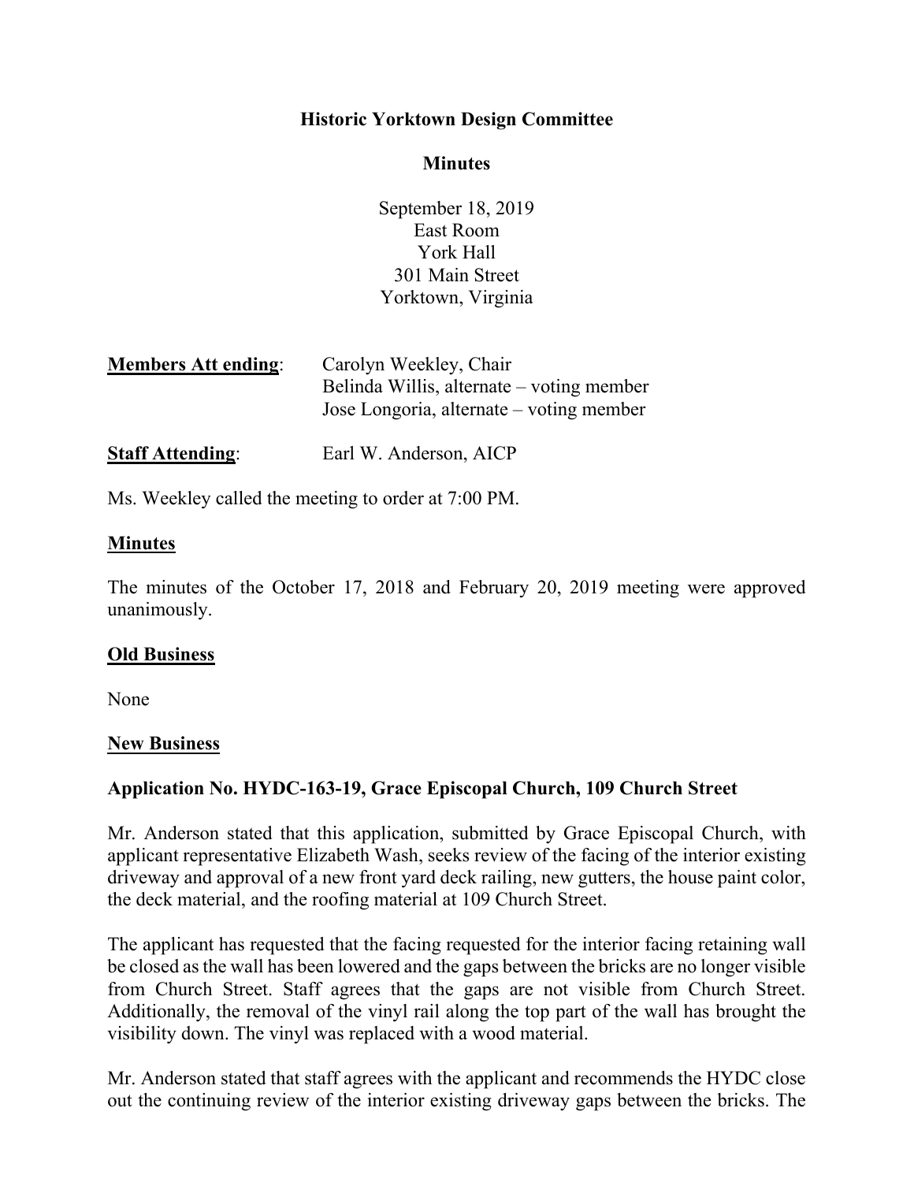**Historic Yorktown Design Committee**

**Minutes**

September 18, 2019
East Room
York Hall
301 Main Street
Yorktown, Virginia

**Members Att ending**: Carolyn Weekley, Chair
Belinda Willis, alternate – voting member
Jose Longoria, alternate – voting member

**Staff Attending**: Earl W. Anderson, AICP

Ms. Weekley called the meeting to order at 7:00 PM.

**Minutes**

The minutes of the October 17, 2018 and February 20, 2019 meeting were approved unanimously.

**Old Business**

None

**New Business**

**Application No. HYDC-163-19, Grace Episcopal Church, 109 Church Street**

Mr. Anderson stated that this application, submitted by Grace Episcopal Church, with applicant representative Elizabeth Wash, seeks review of the facing of the interior existing driveway and approval of a new front yard deck railing, new gutters, the house paint color, the deck material, and the roofing material at 109 Church Street.

The applicant has requested that the facing requested for the interior facing retaining wall be closed as the wall has been lowered and the gaps between the bricks are no longer visible from Church Street. Staff agrees that the gaps are not visible from Church Street. Additionally, the removal of the vinyl rail along the top part of the wall has brought the visibility down. The vinyl was replaced with a wood material.

Mr. Anderson stated that staff agrees with the applicant and recommends the HYDC close out the continuing review of the interior existing driveway gaps between the bricks. The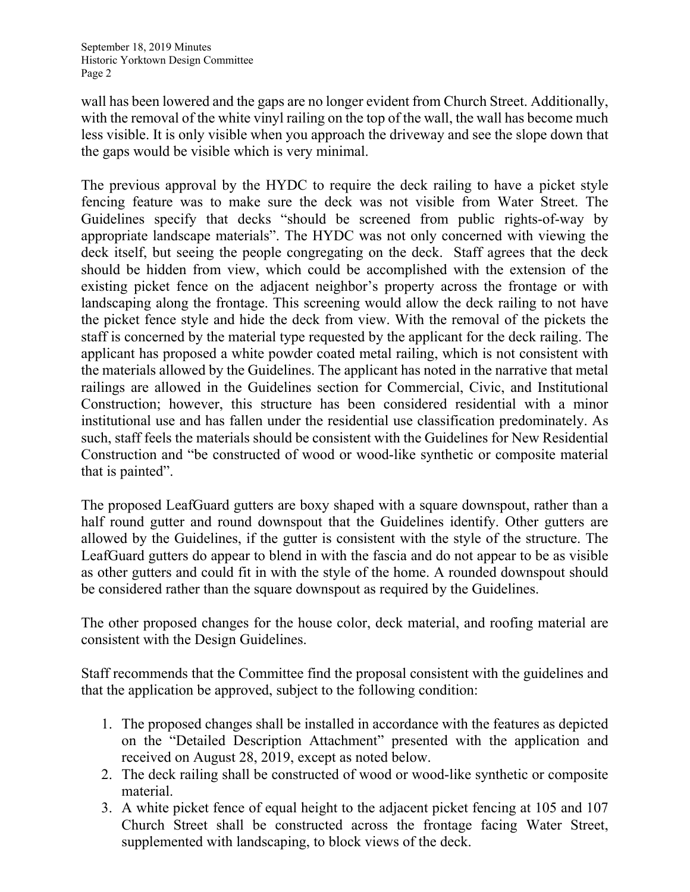wall has been lowered and the gaps are no longer evident from Church Street. Additionally, with the removal of the white vinyl railing on the top of the wall, the wall has become much less visible. It is only visible when you approach the driveway and see the slope down that the gaps would be visible which is very minimal.

The previous approval by the HYDC to require the deck railing to have a picket style fencing feature was to make sure the deck was not visible from Water Street. The Guidelines specify that decks "should be screened from public rights-of-way by appropriate landscape materials". The HYDC was not only concerned with viewing the deck itself, but seeing the people congregating on the deck. Staff agrees that the deck should be hidden from view, which could be accomplished with the extension of the existing picket fence on the adjacent neighbor's property across the frontage or with landscaping along the frontage. This screening would allow the deck railing to not have the picket fence style and hide the deck from view. With the removal of the pickets the staff is concerned by the material type requested by the applicant for the deck railing. The applicant has proposed a white powder coated metal railing, which is not consistent with the materials allowed by the Guidelines. The applicant has noted in the narrative that metal railings are allowed in the Guidelines section for Commercial, Civic, and Institutional Construction; however, this structure has been considered residential with a minor institutional use and has fallen under the residential use classification predominately. As such, staff feels the materials should be consistent with the Guidelines for New Residential Construction and "be constructed of wood or wood-like synthetic or composite material that is painted".

The proposed LeafGuard gutters are boxy shaped with a square downspout, rather than a half round gutter and round downspout that the Guidelines identify. Other gutters are allowed by the Guidelines, if the gutter is consistent with the style of the structure. The LeafGuard gutters do appear to blend in with the fascia and do not appear to be as visible as other gutters and could fit in with the style of the home. A rounded downspout should be considered rather than the square downspout as required by the Guidelines.

The other proposed changes for the house color, deck material, and roofing material are consistent with the Design Guidelines.

Staff recommends that the Committee find the proposal consistent with the guidelines and that the application be approved, subject to the following condition:

1. The proposed changes shall be installed in accordance with the features as depicted on the "Detailed Description Attachment" presented with the application and received on August 28, 2019, except as noted below.
2. The deck railing shall be constructed of wood or wood-like synthetic or composite material.
3. A white picket fence of equal height to the adjacent picket fencing at 105 and 107 Church Street shall be constructed across the frontage facing Water Street, supplemented with landscaping, to block views of the deck.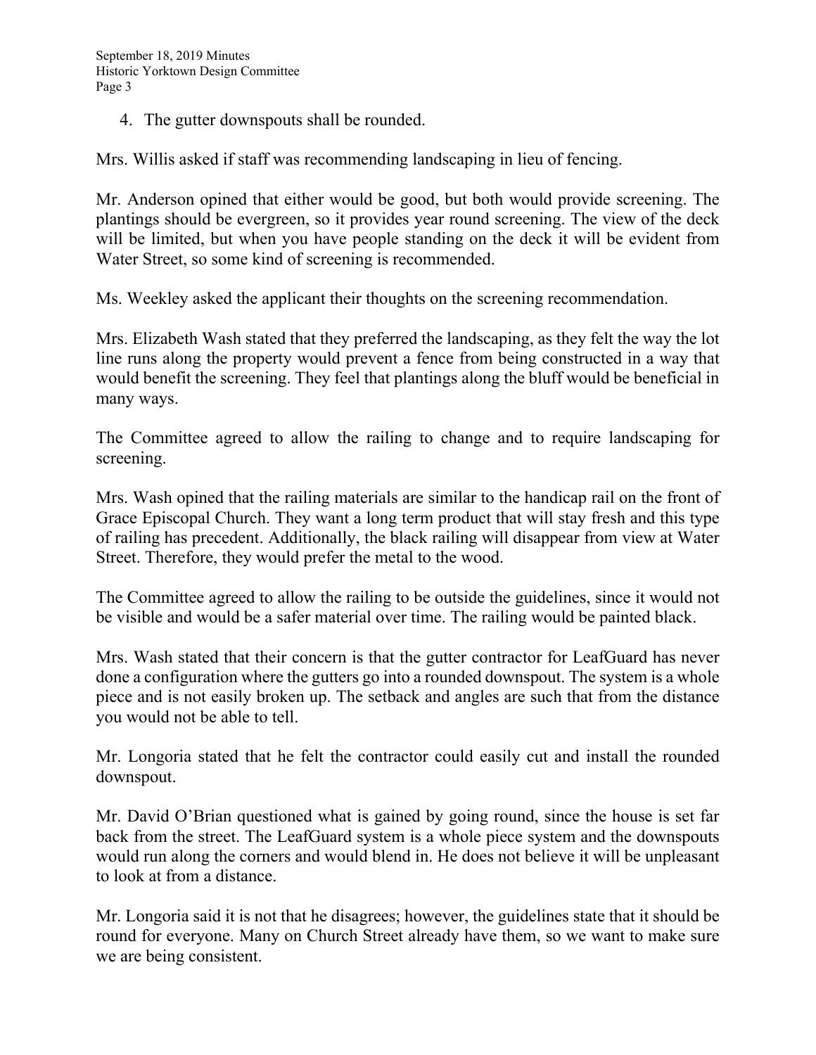4. The gutter downspouts shall be rounded.

Mrs. Willis asked if staff was recommending landscaping in lieu of fencing.

Mr. Anderson opined that either would be good, but both would provide screening. The plantings should be evergreen, so it provides year round screening. The view of the deck will be limited, but when you have people standing on the deck it will be evident from Water Street, so some kind of screening is recommended.

Ms. Weekley asked the applicant their thoughts on the screening recommendation.

Mrs. Elizabeth Wash stated that they preferred the landscaping, as they felt the way the lot line runs along the property would prevent a fence from being constructed in a way that would benefit the screening. They feel that plantings along the bluff would be beneficial in many ways.

The Committee agreed to allow the railing to change and to require landscaping for screening.

Mrs. Wash opined that the railing materials are similar to the handicap rail on the front of Grace Episcopal Church. They want a long term product that will stay fresh and this type of railing has precedent. Additionally, the black railing will disappear from view at Water Street. Therefore, they would prefer the metal to the wood.

The Committee agreed to allow the railing to be outside the guidelines, since it would not be visible and would be a safer material over time. The railing would be painted black.

Mrs. Wash stated that their concern is that the gutter contractor for LeafGuard has never done a configuration where the gutters go into a rounded downspout. The system is a whole piece and is not easily broken up. The setback and angles are such that from the distance you would not be able to tell.

Mr. Longoria stated that he felt the contractor could easily cut and install the rounded downspout.

Mr. David O'Brian questioned what is gained by going round, since the house is set far back from the street. The LeafGuard system is a whole piece system and the downspouts would run along the corners and would blend in. He does not believe it will be unpleasant to look at from a distance.

Mr. Longoria said it is not that he disagrees; however, the guidelines state that it should be round for everyone. Many on Church Street already have them, so we want to make sure we are being consistent.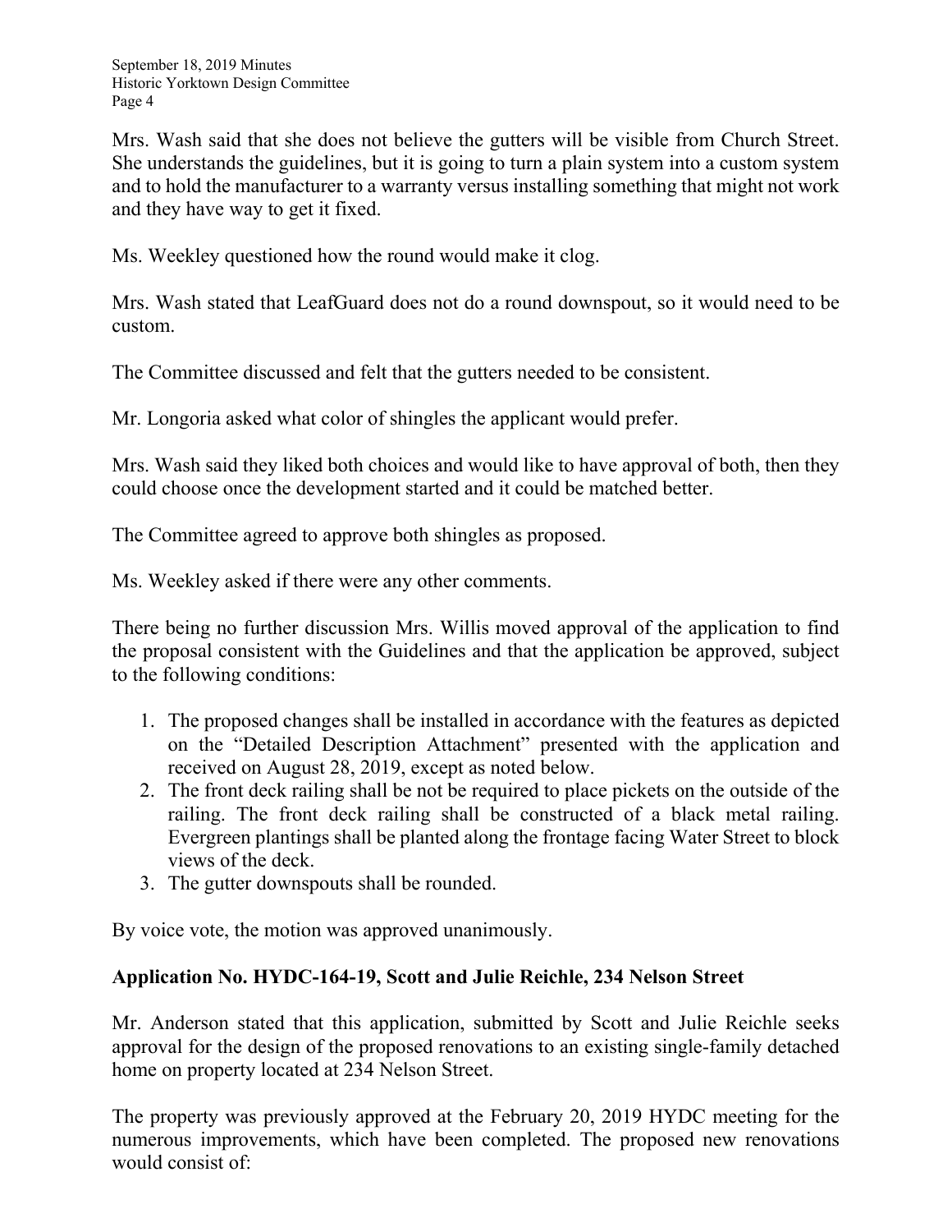Mrs. Wash said that she does not believe the gutters will be visible from Church Street. She understands the guidelines, but it is going to turn a plain system into a custom system and to hold the manufacturer to a warranty versus installing something that might not work and they have way to get it fixed.

Ms. Weekley questioned how the round would make it clog.

Mrs. Wash stated that LeafGuard does not do a round downspout, so it would need to be custom.

The Committee discussed and felt that the gutters needed to be consistent.

Mr. Longoria asked what color of shingles the applicant would prefer.

Mrs. Wash said they liked both choices and would like to have approval of both, then they could choose once the development started and it could be matched better.

The Committee agreed to approve both shingles as proposed.

Ms. Weekley asked if there were any other comments.

There being no further discussion Mrs. Willis moved approval of the application to find the proposal consistent with the Guidelines and that the application be approved, subject to the following conditions:

1. The proposed changes shall be installed in accordance with the features as depicted on the "Detailed Description Attachment" presented with the application and received on August 28, 2019, except as noted below.
2. The front deck railing shall be not be required to place pickets on the outside of the railing. The front deck railing shall be constructed of a black metal railing. Evergreen plantings shall be planted along the frontage facing Water Street to block views of the deck.
3. The gutter downspouts shall be rounded.

By voice vote, the motion was approved unanimously.

**Application No. HYDC-164-19, Scott and Julie Reichle, 234 Nelson Street**

Mr. Anderson stated that this application, submitted by Scott and Julie Reichle seeks approval for the design of the proposed renovations to an existing single-family detached home on property located at 234 Nelson Street.

The property was previously approved at the February 20, 2019 HYDC meeting for the numerous improvements, which have been completed. The proposed new renovations would consist of: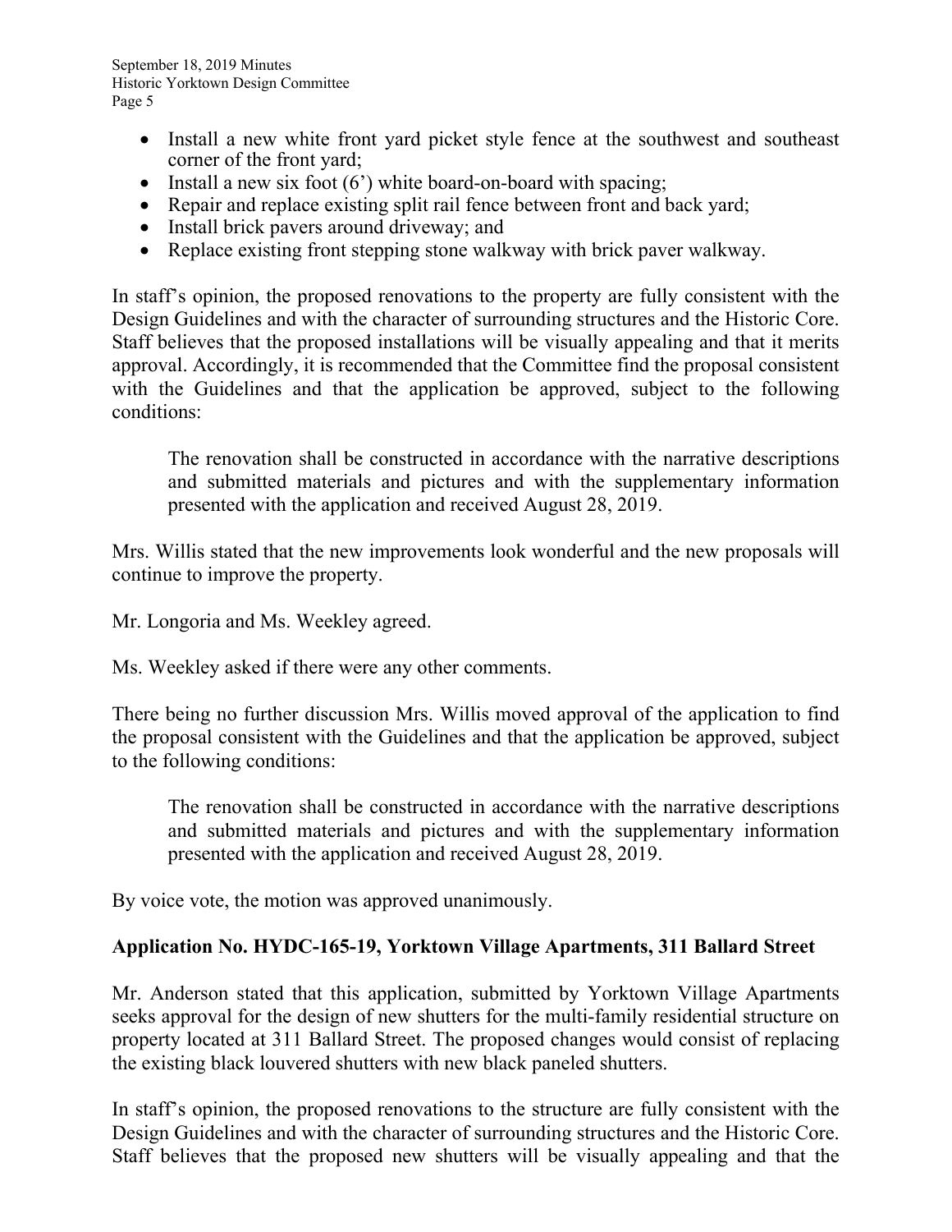- Install a new white front yard picket style fence at the southwest and southeast corner of the front yard;
- Install a new six foot (6') white board-on-board with spacing;
- Repair and replace existing split rail fence between front and back yard;
- Install brick pavers around driveway; and
- Replace existing front stepping stone walkway with brick paver walkway.

In staff's opinion, the proposed renovations to the property are fully consistent with the Design Guidelines and with the character of surrounding structures and the Historic Core. Staff believes that the proposed installations will be visually appealing and that it merits approval. Accordingly, it is recommended that the Committee find the proposal consistent with the Guidelines and that the application be approved, subject to the following conditions:

> The renovation shall be constructed in accordance with the narrative descriptions and submitted materials and pictures and with the supplementary information presented with the application and received August 28, 2019.

Mrs. Willis stated that the new improvements look wonderful and the new proposals will continue to improve the property.

Mr. Longoria and Ms. Weekley agreed.

Ms. Weekley asked if there were any other comments.

There being no further discussion Mrs. Willis moved approval of the application to find the proposal consistent with the Guidelines and that the application be approved, subject to the following conditions:

> The renovation shall be constructed in accordance with the narrative descriptions and submitted materials and pictures and with the supplementary information presented with the application and received August 28, 2019.

By voice vote, the motion was approved unanimously.

**Application No. HYDC-165-19, Yorktown Village Apartments, 311 Ballard Street**

Mr. Anderson stated that this application, submitted by Yorktown Village Apartments seeks approval for the design of new shutters for the multi-family residential structure on property located at 311 Ballard Street. The proposed changes would consist of replacing the existing black louvered shutters with new black paneled shutters.

In staff's opinion, the proposed renovations to the structure are fully consistent with the Design Guidelines and with the character of surrounding structures and the Historic Core. Staff believes that the proposed new shutters will be visually appealing and that the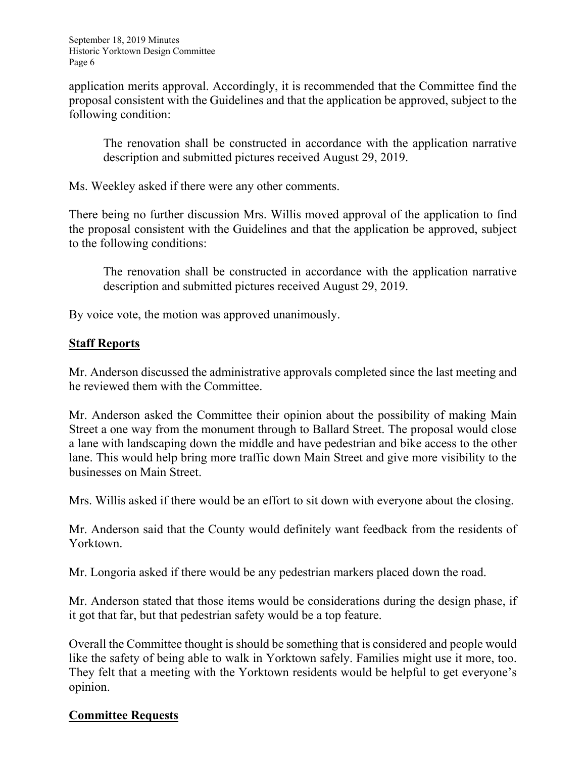application merits approval. Accordingly, it is recommended that the Committee find the proposal consistent with the Guidelines and that the application be approved, subject to the following condition:

> The renovation shall be constructed in accordance with the application narrative description and submitted pictures received August 29, 2019.

Ms. Weekley asked if there were any other comments.

There being no further discussion Mrs. Willis moved approval of the application to find the proposal consistent with the Guidelines and that the application be approved, subject to the following conditions:

> The renovation shall be constructed in accordance with the application narrative description and submitted pictures received August 29, 2019.

By voice vote, the motion was approved unanimously.

## Staff Reports

Mr. Anderson discussed the administrative approvals completed since the last meeting and he reviewed them with the Committee.

Mr. Anderson asked the Committee their opinion about the possibility of making Main Street a one way from the monument through to Ballard Street. The proposal would close a lane with landscaping down the middle and have pedestrian and bike access to the other lane. This would help bring more traffic down Main Street and give more visibility to the businesses on Main Street.

Mrs. Willis asked if there would be an effort to sit down with everyone about the closing.

Mr. Anderson said that the County would definitely want feedback from the residents of Yorktown.

Mr. Longoria asked if there would be any pedestrian markers placed down the road.

Mr. Anderson stated that those items would be considerations during the design phase, if it got that far, but that pedestrian safety would be a top feature.

Overall the Committee thought is should be something that is considered and people would like the safety of being able to walk in Yorktown safely. Families might use it more, too. They felt that a meeting with the Yorktown residents would be helpful to get everyone's opinion.

## Committee Requests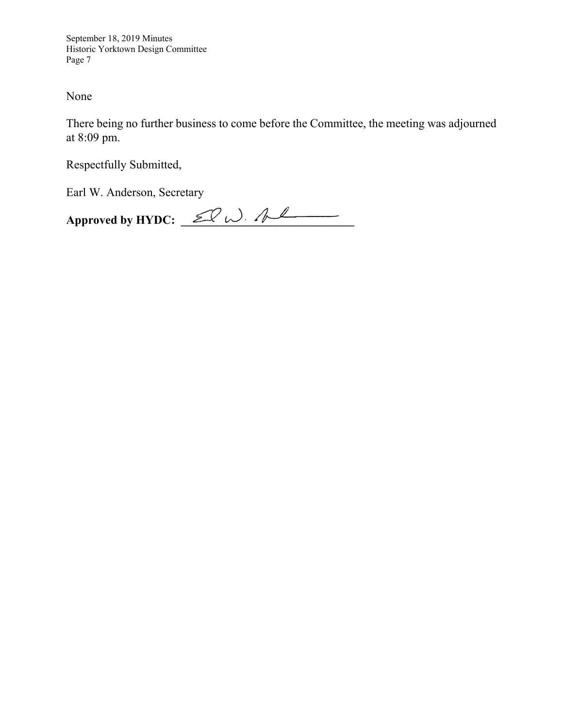None

There being no further business to come before the Committee, the meeting was adjourned at 8:09 pm.

Respectfully Submitted,

Earl W. Anderson, Secretary

**Approved by HYDC:** ______________________